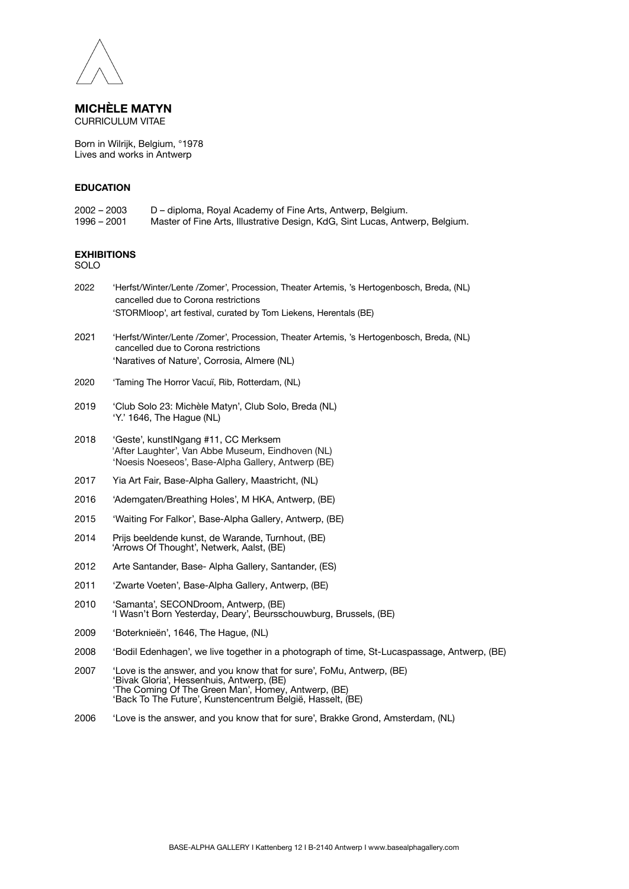# MICHÈLE MATYN

CURRICULUM VITAE

Born in Wilrijk, Belgium, °1978
Lives and works in Antwerp

## EDUCATION

2002 – 2003 D – diploma, Royal Academy of Fine Arts, Antwerp, Belgium.
1996 – 2001 Master of Fine Arts, Illustrative Design, KdG, Sint Lucas, Antwerp, Belgium.

## EXHIBITIONS

SOLO

2022 'Herfst/Winter/Lente /Zomer', Procession, Theater Artemis, 's Hertogenbosch, Breda, (NL)
cancelled due to Corona restrictions
'STORMloop', art festival, curated by Tom Liekens, Herentals (BE)

2021 'Herfst/Winter/Lente /Zomer', Procession, Theater Artemis, 's Hertogenbosch, Breda, (NL)
cancelled due to Corona restrictions
'Naratives of Nature', Corrosia, Almere (NL)

2020 'Taming The Horror Vacuï, Rib, Rotterdam, (NL)

2019 'Club Solo 23: Michèle Matyn', Club Solo, Breda (NL)
'Y.' 1646, The Hague (NL)

2018 'Geste', kunstINgang #11, CC Merksem
'After Laughter', Van Abbe Museum, Eindhoven (NL)
'Noesis Noeseos', Base-Alpha Gallery, Antwerp (BE)

2017 Yia Art Fair, Base-Alpha Gallery, Maastricht, (NL)

2016 'Ademgaten/Breathing Holes', M HKA, Antwerp, (BE)

2015 'Waiting For Falkor', Base-Alpha Gallery, Antwerp, (BE)

2014 Prijs beeldende kunst, de Warande, Turnhout, (BE)
'Arrows Of Thought', Netwerk, Aalst, (BE)

2012 Arte Santander, Base- Alpha Gallery, Santander, (ES)

2011 'Zwarte Voeten', Base-Alpha Gallery, Antwerp, (BE)

2010 'Samanta', SECONDroom, Antwerp, (BE)
'I Wasn't Born Yesterday, Deary', Beursschouwburg, Brussels, (BE)

2009 'Boterknieën', 1646, The Hague, (NL)

2008 'Bodil Edenhagen', we live together in a photograph of time, St-Lucaspassage, Antwerp, (BE)

2007 'Love is the answer, and you know that for sure', FoMu, Antwerp, (BE)
'Bivak Gloria', Hessenhuis, Antwerp, (BE)
'The Coming Of The Green Man', Homey, Antwerp, (BE)
'Back To The Future', Kunstencentrum België, Hasselt, (BE)

2006 'Love is the answer, and you know that for sure', Brakke Grond, Amsterdam, (NL)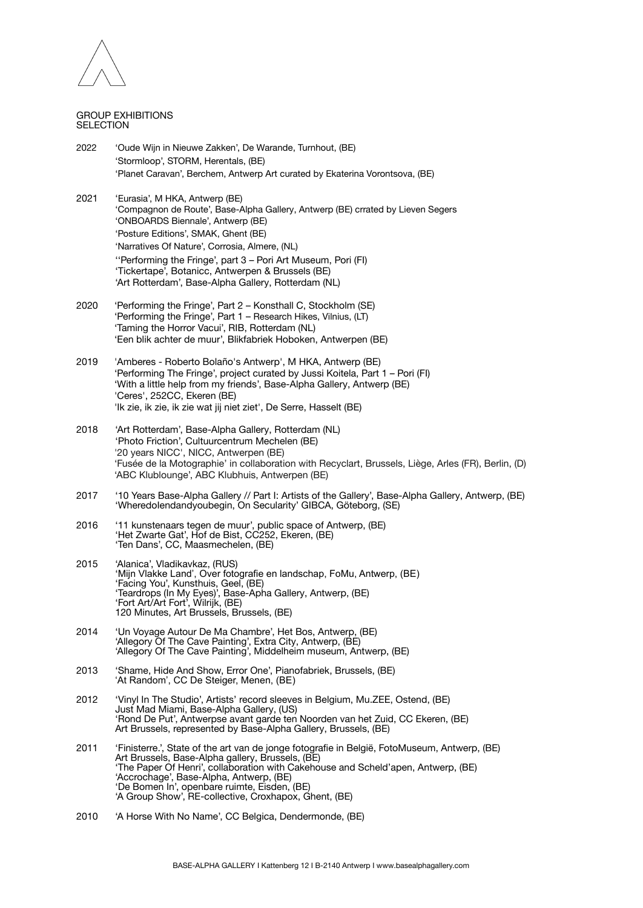## GROUP EXHIBITIONS
SELECTION

2022 'Oude Wijn in Nieuwe Zakken', De Warande, Turnhout, (BE)
'Stormloop', STORM, Herentals, (BE)
'Planet Caravan', Berchem, Antwerp Art curated by Ekaterina Vorontsova, (BE)

2021 'Eurasia', M HKA, Antwerp (BE)
'Compagnon de Route', Base-Alpha Gallery, Antwerp (BE) crrated by Lieven Segers
'ONBOARDS Biennale', Antwerp (BE)
'Posture Editions', SMAK, Ghent (BE)
'Narratives Of Nature', Corrosia, Almere, (NL)
''Performing the Fringe', part 3 – Pori Art Museum, Pori (FI)
'Tickertape', Botanicc, Antwerpen & Brussels (BE)
'Art Rotterdam', Base-Alpha Gallery, Rotterdam (NL)

2020 'Performing the Fringe', Part 2 – Konsthall C, Stockholm (SE)
'Performing the Fringe', Part 1 – Research Hikes, Vilnius, (LT)
'Taming the Horror Vacui', RIB, Rotterdam (NL)
'Een blik achter de muur', Blikfabriek Hoboken, Antwerpen (BE)

2019 'Amberes - Roberto Bolaño's Antwerp', M HKA, Antwerp (BE)
'Performing The Fringe', project curated by Jussi Koitela, Part 1 – Pori (FI)
'With a little help from my friends', Base-Alpha Gallery, Antwerp (BE)
'Ceres', 252CC, Ekeren (BE)
'Ik zie, ik zie, ik zie wat jij niet ziet', De Serre, Hasselt (BE)

2018 'Art Rotterdam', Base-Alpha Gallery, Rotterdam (NL)
'Photo Friction', Cultuurcentrum Mechelen (BE)
'20 years NICC', NICC, Antwerpen (BE)
'Fusée de la Motographie' in collaboration with Recyclart, Brussels, Liège, Arles (FR), Berlin, (D)
'ABC Klublounge', ABC Klubhuis, Antwerpen (BE)

2017 '10 Years Base-Alpha Gallery // Part I: Artists of the Gallery', Base-Alpha Gallery, Antwerp, (BE)
'WheredoIendandyoubegin, On Secularity' GIBCA, Göteborg, (SE)

2016 '11 kunstenaars tegen de muur', public space of Antwerp, (BE)
'Het Zwarte Gat', Hof de Bist, CC252, Ekeren, (BE)
'Ten Dans', CC, Maasmechelen, (BE)

2015 'Alanica', Vladikavkaz, (RUS)
'Mijn Vlakke Land', Over fotografie en landschap, FoMu, Antwerp, (BE)
'Facing You', Kunsthuis, Geel, (BE)
'Teardrops (In My Eyes)', Base-Apha Gallery, Antwerp, (BE)
'Fort Art/Art Fort', Wilrijk, (BE)
120 Minutes, Art Brussels, Brussels, (BE)

2014 'Un Voyage Autour De Ma Chambre', Het Bos, Antwerp, (BE)
'Allegory Of The Cave Painting', Extra City, Antwerp, (BE)
'Allegory Of The Cave Painting', Middelheim museum, Antwerp, (BE)

2013 'Shame, Hide And Show, Error One', Pianofabriek, Brussels, (BE)
'At Random', CC De Steiger, Menen, (BE)

2012 'Vinyl In The Studio', Artists' record sleeves in Belgium, Mu.ZEE, Ostend, (BE)
Just Mad Miami, Base-Alpha Gallery, (US)
'Rond De Put', Antwerpse avant garde ten Noorden van het Zuid, CC Ekeren, (BE)
Art Brussels, represented by Base-Alpha Gallery, Brussels, (BE)

2011 'Finisterre.', State of the art van de jonge fotografie in België, FotoMuseum, Antwerp, (BE)
Art Brussels, Base-Alpha gallery, Brussels, (BE)
'The Paper Of Henri', collaboration with Cakehouse and Scheld'apen, Antwerp, (BE)
'Accrochage', Base-Alpha, Antwerp, (BE)
'De Bomen In', openbare ruimte, Eisden, (BE)
'A Group Show', RE-collective, Croxhapox, Ghent, (BE)

2010 'A Horse With No Name', CC Belgica, Dendermonde, (BE)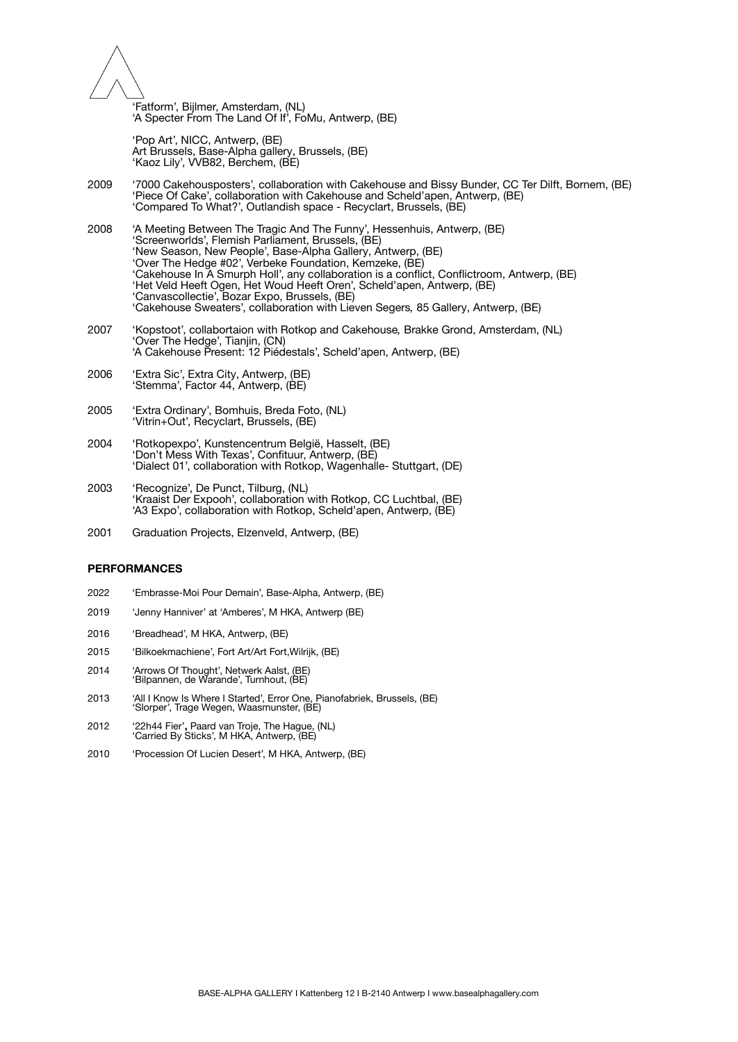'Fatform', Bijlmer, Amsterdam, (NL)
'A Specter From The Land Of If', FoMu, Antwerp, (BE)

'Pop Art', NICC, Antwerp, (BE)
Art Brussels, Base-Alpha gallery, Brussels, (BE)
'Kaoz Lily', VVB82, Berchem, (BE)

2009 '7000 Cakehousposters', collaboration with Cakehouse and Bissy Bunder, CC Ter Dilft, Bornem, (BE)
'Piece Of Cake', collaboration with Cakehouse and Scheld'apen, Antwerp, (BE)
'Compared To What?', Outlandish space - Recyclart, Brussels, (BE)

2008 'A Meeting Between The Tragic And The Funny', Hessenhuis, Antwerp, (BE)
'Screenworlds', Flemish Parliament, Brussels, (BE)
'New Season, New People', Base-Alpha Gallery, Antwerp, (BE)
'Over The Hedge #02', Verbeke Foundation, Kemzeke, (BE)
'Cakehouse In A Smurph Holl', any collaboration is a conflict, Conflictroom, Antwerp, (BE)
'Het Veld Heeft Ogen, Het Woud Heeft Oren', Scheld'apen, Antwerp, (BE)
'Canvascollectie', Bozar Expo, Brussels, (BE)
'Cakehouse Sweaters', collaboration with Lieven Segers, 85 Gallery, Antwerp, (BE)

2007 'Kopstoot', collabortaion with Rotkop and Cakehouse, Brakke Grond, Amsterdam, (NL)
'Over The Hedge', Tianjin, (CN)
'A Cakehouse Present: 12 Piédestals', Scheld'apen, Antwerp, (BE)

2006 'Extra Sic', Extra City, Antwerp, (BE)
'Stemma', Factor 44, Antwerp, (BE)

2005 'Extra Ordinary', Bomhuis, Breda Foto, (NL)
'Vitrin+Out', Recyclart, Brussels, (BE)

2004 'Rotkopexpo', Kunstencentrum België, Hasselt, (BE)
'Don't Mess With Texas', Confituur, Antwerp, (BE)
'Dialect 01', collaboration with Rotkop, Wagenhalle- Stuttgart, (DE)

2003 'Recognize', De Punct, Tilburg, (NL)
'Kraaist Der Expooh', collaboration with Rotkop, CC Luchtbal, (BE)
'A3 Expo', collaboration with Rotkop, Scheld'apen, Antwerp, (BE)

2001 Graduation Projects, Elzenveld, Antwerp, (BE)

## PERFORMANCES

2022 'Embrasse-Moi Pour Demain', Base-Alpha, Antwerp, (BE)

2019 'Jenny Hanniver' at 'Amberes', M HKA, Antwerp (BE)

2016 'Breadhead', M HKA, Antwerp, (BE)

2015 'Bilkoekmachiene', Fort Art/Art Fort,Wilrijk, (BE)

2014 'Arrows Of Thought', Netwerk Aalst, (BE)
'Bilpannen, de Warande', Turnhout, (BE)

2013 'All I Know Is Where I Started', Error One, Pianofabriek, Brussels, (BE)
'Slorper', Trage Wegen, Waasmunster, (BE)

2012 '22h44 Fier', Paard van Troje, The Hague, (NL)
'Carried By Sticks', M HKA, Antwerp, (BE)

2010 'Procession Of Lucien Desert', M HKA, Antwerp, (BE)